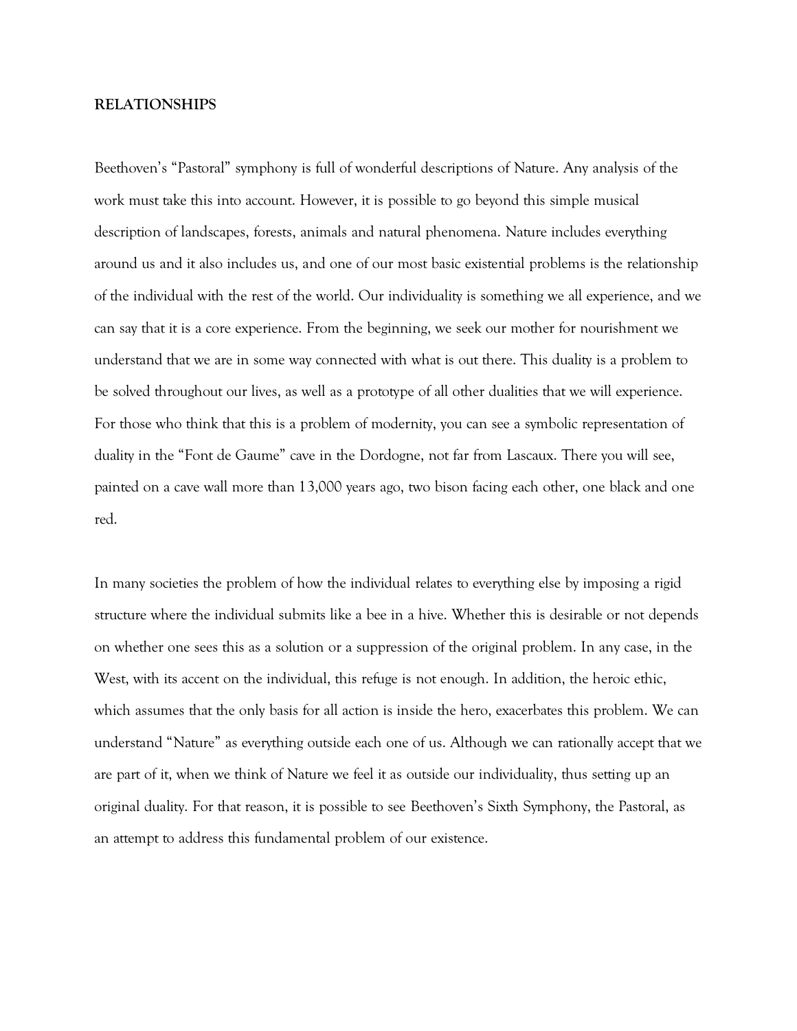**RELATIONSHIPS**

Beethoven's "Pastoral" symphony is full of wonderful descriptions of Nature. Any analysis of the work must take this into account. However, it is possible to go beyond this simple musical description of landscapes, forests, animals and natural phenomena. Nature includes everything around us and it also includes us, and one of our most basic existential problems is the relationship of the individual with the rest of the world. Our individuality is something we all experience, and we can say that it is a core experience. From the beginning, we seek our mother for nourishment we understand that we are in some way connected with what is out there. This duality is a problem to be solved throughout our lives, as well as a prototype of all other dualities that we will experience. For those who think that this is a problem of modernity, you can see a symbolic representation of duality in the "Font de Gaume" cave in the Dordogne, not far from Lascaux. There you will see, painted on a cave wall more than 13,000 years ago, two bison facing each other, one black and one red.

In many societies the problem of how the individual relates to everything else by imposing a rigid structure where the individual submits like a bee in a hive. Whether this is desirable or not depends on whether one sees this as a solution or a suppression of the original problem. In any case, in the West, with its accent on the individual, this refuge is not enough. In addition, the heroic ethic, which assumes that the only basis for all action is inside the hero, exacerbates this problem. We can understand "Nature" as everything outside each one of us. Although we can rationally accept that we are part of it, when we think of Nature we feel it as outside our individuality, thus setting up an original duality. For that reason, it is possible to see Beethoven's Sixth Symphony, the Pastoral, as an attempt to address this fundamental problem of our existence.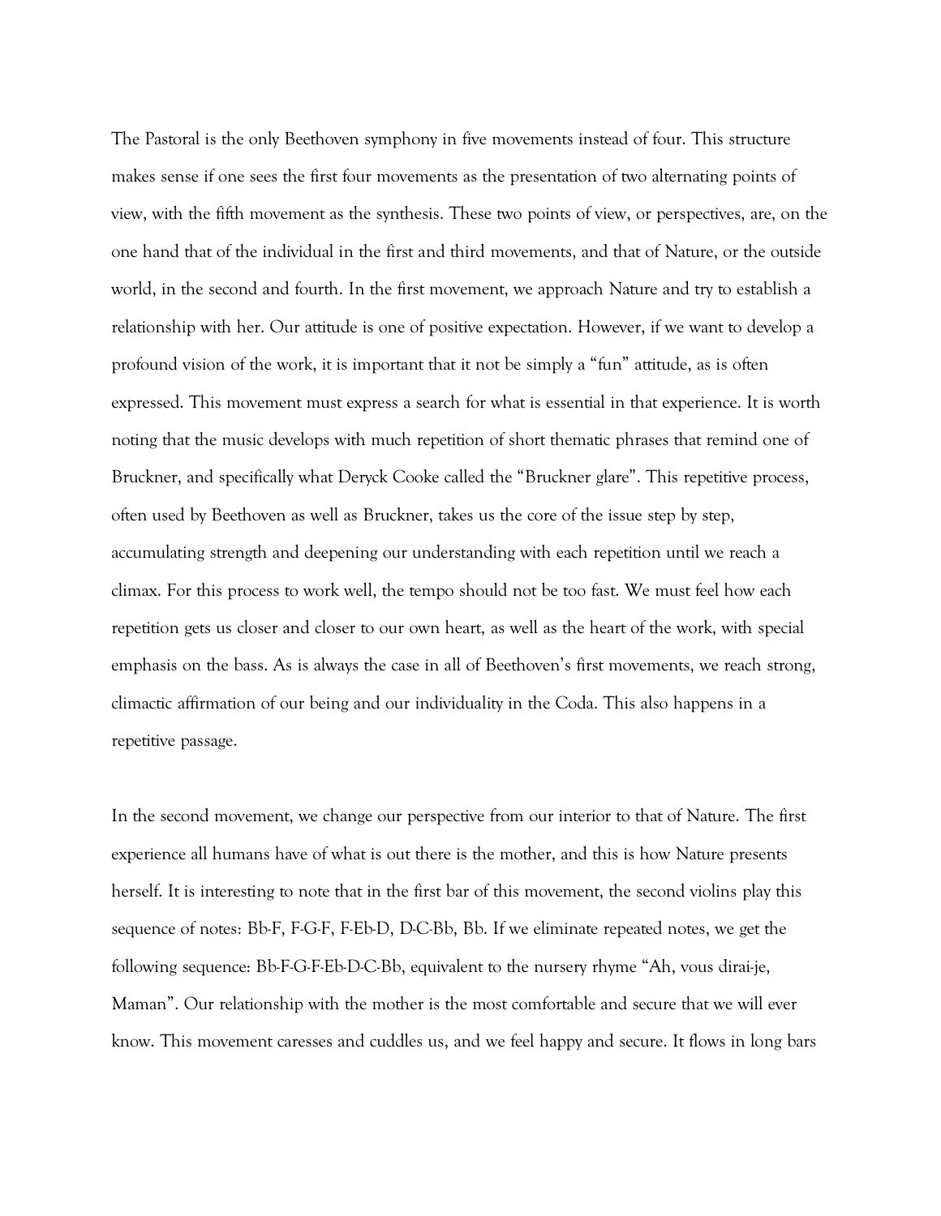The Pastoral is the only Beethoven symphony in five movements instead of four. This structure makes sense if one sees the first four movements as the presentation of two alternating points of view, with the fifth movement as the synthesis. These two points of view, or perspectives, are, on the one hand that of the individual in the first and third movements, and that of Nature, or the outside world, in the second and fourth. In the first movement, we approach Nature and try to establish a relationship with her. Our attitude is one of positive expectation. However, if we want to develop a profound vision of the work, it is important that it not be simply a "fun" attitude, as is often expressed. This movement must express a search for what is essential in that experience. It is worth noting that the music develops with much repetition of short thematic phrases that remind one of Bruckner, and specifically what Deryck Cooke called the "Bruckner glare". This repetitive process, often used by Beethoven as well as Bruckner, takes us the core of the issue step by step, accumulating strength and deepening our understanding with each repetition until we reach a climax. For this process to work well, the tempo should not be too fast. We must feel how each repetition gets us closer and closer to our own heart, as well as the heart of the work, with special emphasis on the bass. As is always the case in all of Beethoven's first movements, we reach strong, climactic affirmation of our being and our individuality in the Coda. This also happens in a repetitive passage.

In the second movement, we change our perspective from our interior to that of Nature. The first experience all humans have of what is out there is the mother, and this is how Nature presents herself. It is interesting to note that in the first bar of this movement, the second violins play this sequence of notes: Bb-F, F-G-F, F-Eb-D, D-C-Bb, Bb. If we eliminate repeated notes, we get the following sequence: Bb-F-G-F-Eb-D-C-Bb, equivalent to the nursery rhyme "Ah, vous dirai-je, Maman". Our relationship with the mother is the most comfortable and secure that we will ever know. This movement caresses and cuddles us, and we feel happy and secure. It flows in long bars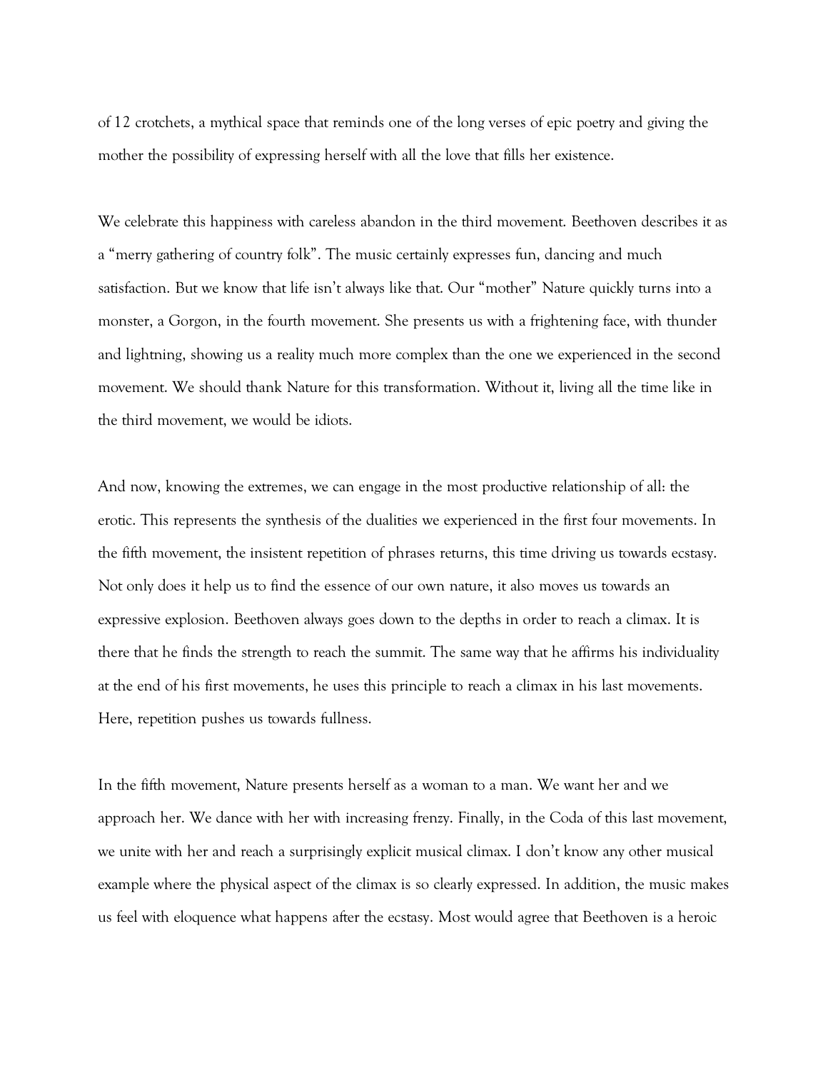of 12 crotchets, a mythical space that reminds one of the long verses of epic poetry and giving the mother the possibility of expressing herself with all the love that fills her existence.

We celebrate this happiness with careless abandon in the third movement. Beethoven describes it as a "merry gathering of country folk". The music certainly expresses fun, dancing and much satisfaction. But we know that life isn't always like that. Our "mother" Nature quickly turns into a monster, a Gorgon, in the fourth movement. She presents us with a frightening face, with thunder and lightning, showing us a reality much more complex than the one we experienced in the second movement. We should thank Nature for this transformation. Without it, living all the time like in the third movement, we would be idiots.

And now, knowing the extremes, we can engage in the most productive relationship of all: the erotic. This represents the synthesis of the dualities we experienced in the first four movements. In the fifth movement, the insistent repetition of phrases returns, this time driving us towards ecstasy. Not only does it help us to find the essence of our own nature, it also moves us towards an expressive explosion. Beethoven always goes down to the depths in order to reach a climax. It is there that he finds the strength to reach the summit. The same way that he affirms his individuality at the end of his first movements, he uses this principle to reach a climax in his last movements. Here, repetition pushes us towards fullness.

In the fifth movement, Nature presents herself as a woman to a man. We want her and we approach her. We dance with her with increasing frenzy. Finally, in the Coda of this last movement, we unite with her and reach a surprisingly explicit musical climax. I don't know any other musical example where the physical aspect of the climax is so clearly expressed. In addition, the music makes us feel with eloquence what happens after the ecstasy. Most would agree that Beethoven is a heroic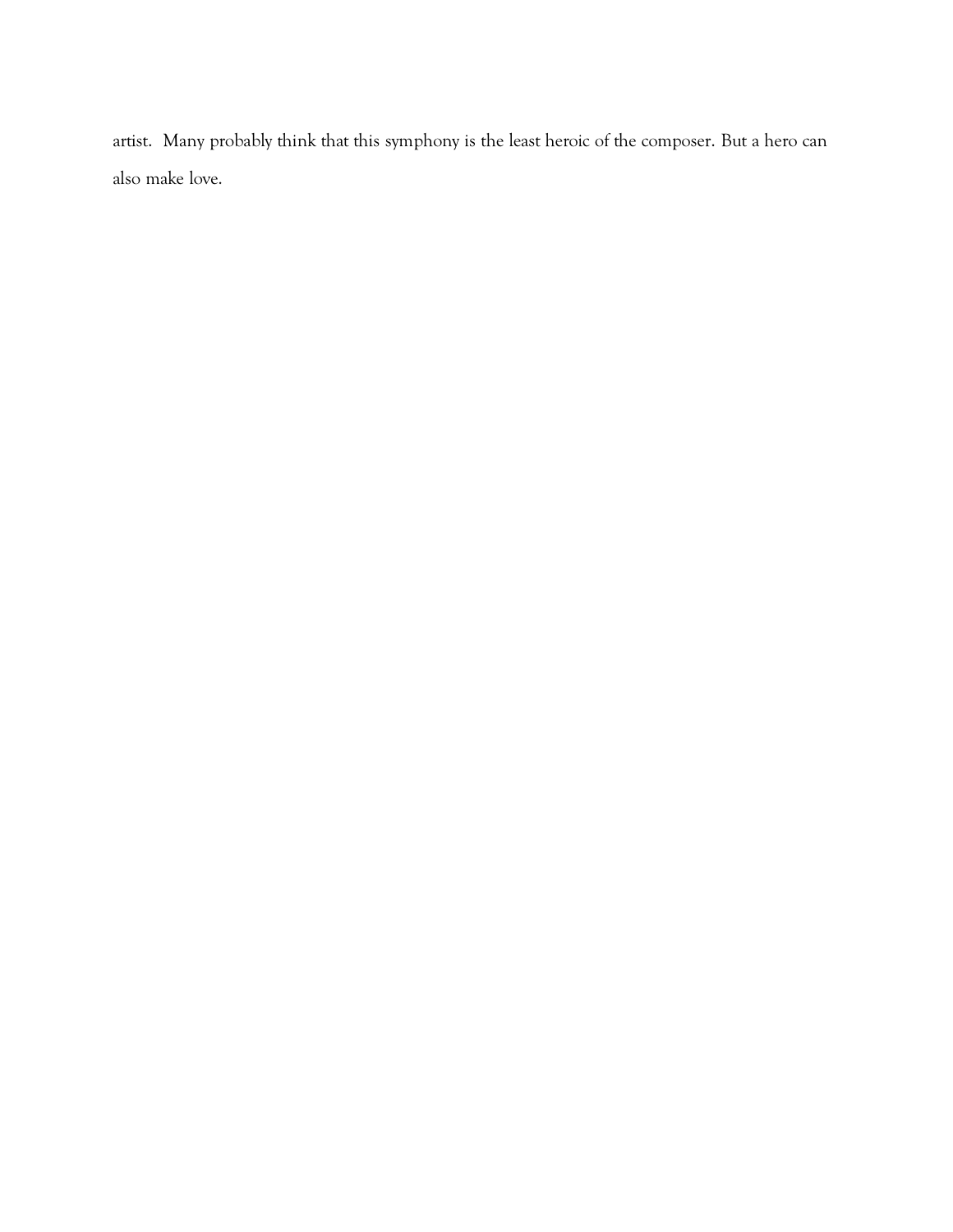artist. Many probably think that this symphony is the least heroic of the composer. But a hero can also make love.